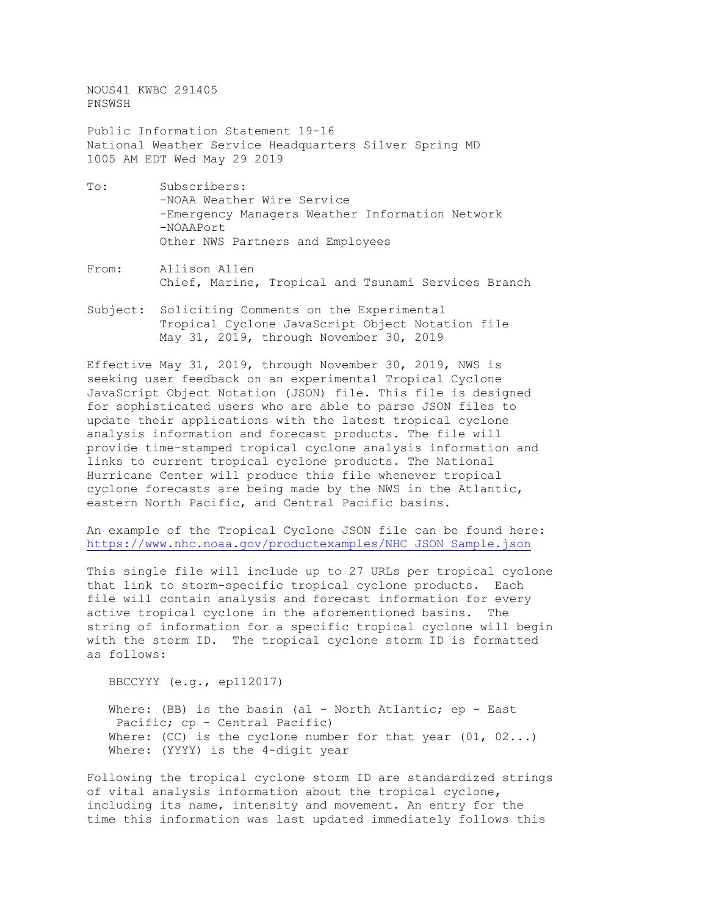NOUS41 KWBC 291405
PNSWSH

Public Information Statement 19-16
National Weather Service Headquarters Silver Spring MD
1005 AM EDT Wed May 29 2019

To: Subscribers:
-NOAA Weather Wire Service
-Emergency Managers Weather Information Network
-NOAAPort
Other NWS Partners and Employees

From: Allison Allen
Chief, Marine, Tropical and Tsunami Services Branch

Subject: Soliciting Comments on the Experimental Tropical Cyclone JavaScript Object Notation file May 31, 2019, through November 30, 2019

Effective May 31, 2019, through November 30, 2019, NWS is seeking user feedback on an experimental Tropical Cyclone JavaScript Object Notation (JSON) file. This file is designed for sophisticated users who are able to parse JSON files to update their applications with the latest tropical cyclone analysis information and forecast products. The file will provide time-stamped tropical cyclone analysis information and links to current tropical cyclone products. The National Hurricane Center will produce this file whenever tropical cyclone forecasts are being made by the NWS in the Atlantic, eastern North Pacific, and Central Pacific basins.

An example of the Tropical Cyclone JSON file can be found here:
https://www.nhc.noaa.gov/productexamples/NHC_JSON_Sample.json

This single file will include up to 27 URLs per tropical cyclone that link to storm-specific tropical cyclone products. Each file will contain analysis and forecast information for every active tropical cyclone in the aforementioned basins. The string of information for a specific tropical cyclone will begin with the storm ID. The tropical cyclone storm ID is formatted as follows:

BBCCYYY (e.g., ep112017)

Where: (BB) is the basin (al - North Atlantic; ep - East Pacific; cp - Central Pacific)
Where: (CC) is the cyclone number for that year (01, 02...)
Where: (YYYY) is the 4-digit year

Following the tropical cyclone storm ID are standardized strings of vital analysis information about the tropical cyclone, including its name, intensity and movement. An entry for the time this information was last updated immediately follows this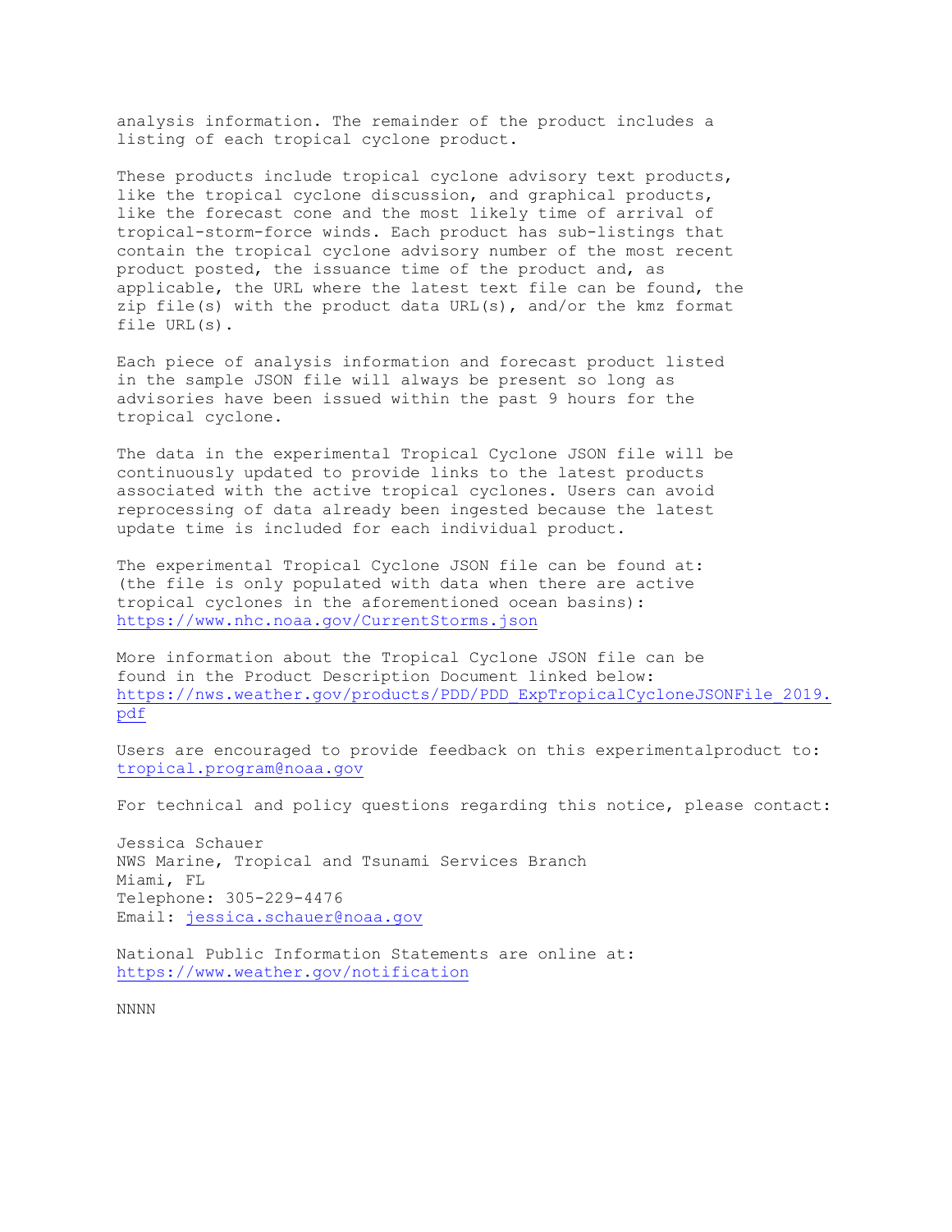analysis information. The remainder of the product includes a listing of each tropical cyclone product.

These products include tropical cyclone advisory text products, like the tropical cyclone discussion, and graphical products, like the forecast cone and the most likely time of arrival of tropical-storm-force winds. Each product has sub-listings that contain the tropical cyclone advisory number of the most recent product posted, the issuance time of the product and, as applicable, the URL where the latest text file can be found, the zip file(s) with the product data URL(s), and/or the kmz format file URL(s).

Each piece of analysis information and forecast product listed in the sample JSON file will always be present so long as advisories have been issued within the past 9 hours for the tropical cyclone.

The data in the experimental Tropical Cyclone JSON file will be continuously updated to provide links to the latest products associated with the active tropical cyclones. Users can avoid reprocessing of data already been ingested because the latest update time is included for each individual product.

The experimental Tropical Cyclone JSON file can be found at:
(the file is only populated with data when there are active tropical cyclones in the aforementioned ocean basins):
https://www.nhc.noaa.gov/CurrentStorms.json

More information about the Tropical Cyclone JSON file can be found in the Product Description Document linked below:
https://nws.weather.gov/products/PDD/PDD_ExpTropicalCycloneJSONFile_2019.pdf

Users are encouraged to provide feedback on this experimentalproduct to:
tropical.program@noaa.gov

For technical and policy questions regarding this notice, please contact:

Jessica Schauer
NWS Marine, Tropical and Tsunami Services Branch
Miami, FL
Telephone: 305-229-4476
Email: jessica.schauer@noaa.gov

National Public Information Statements are online at:
https://www.weather.gov/notification

NNNN